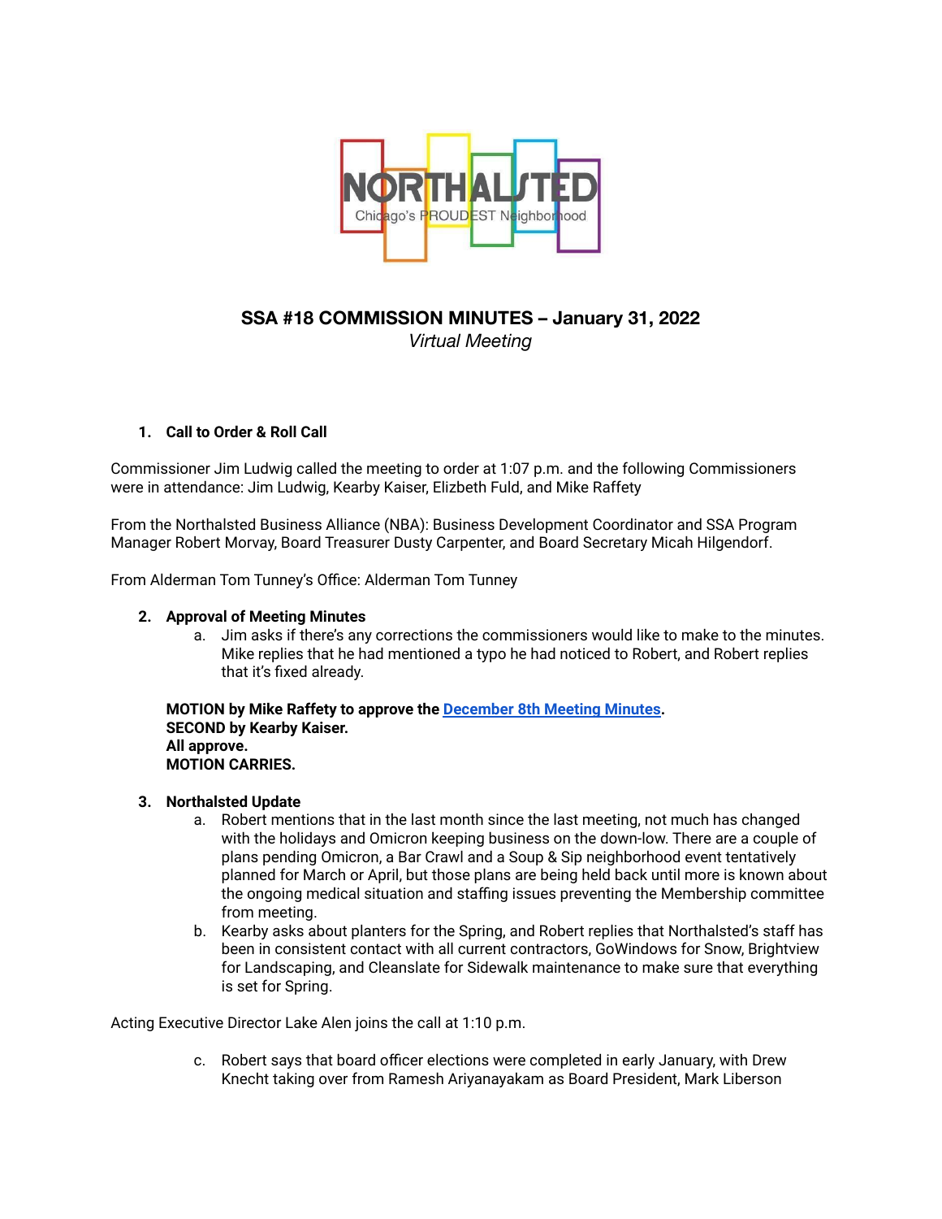# SSA #18 COMMISSION MINUTES – January 31, 2022

*Virtual Meeting*

1. **Call to Order & Roll Call**

Commissioner Jim Ludwig called the meeting to order at 1:07 p.m. and the following Commissioners were in attendance: Jim Ludwig, Kearby Kaiser, Elizbeth Fuld, and Mike Raffety

From the Northalsted Business Alliance (NBA): Business Development Coordinator and SSA Program Manager Robert Morvay, Board Treasurer Dusty Carpenter, and Board Secretary Micah Hilgendorf.

From Alderman Tom Tunney's Office: Alderman Tom Tunney

2. **Approval of Meeting Minutes**
   a. Jim asks if there's any corrections the commissioners would like to make to the minutes. Mike replies that he had mentioned a typo he had noticed to Robert, and Robert replies that it's fixed already.

   **MOTION by Mike Raffety to approve the December 8th Meeting Minutes.**
   **SECOND by Kearby Kaiser.**
   **All approve.**
   **MOTION CARRIES.**

3. **Northalsted Update**
   a. Robert mentions that in the last month since the last meeting, not much has changed with the holidays and Omicron keeping business on the down-low. There are a couple of plans pending Omicron, a Bar Crawl and a Soup & Sip neighborhood event tentatively planned for March or April, but those plans are being held back until more is known about the ongoing medical situation and staffing issues preventing the Membership committee from meeting.
   b. Kearby asks about planters for the Spring, and Robert replies that Northalsted's staff has been in consistent contact with all current contractors, GoWindows for Snow, Brightview for Landscaping, and Cleanslate for Sidewalk maintenance to make sure that everything is set for Spring.

Acting Executive Director Lake Alen joins the call at 1:10 p.m.

   c. Robert says that board officer elections were completed in early January, with Drew Knecht taking over from Ramesh Ariyanayakam as Board President, Mark Liberson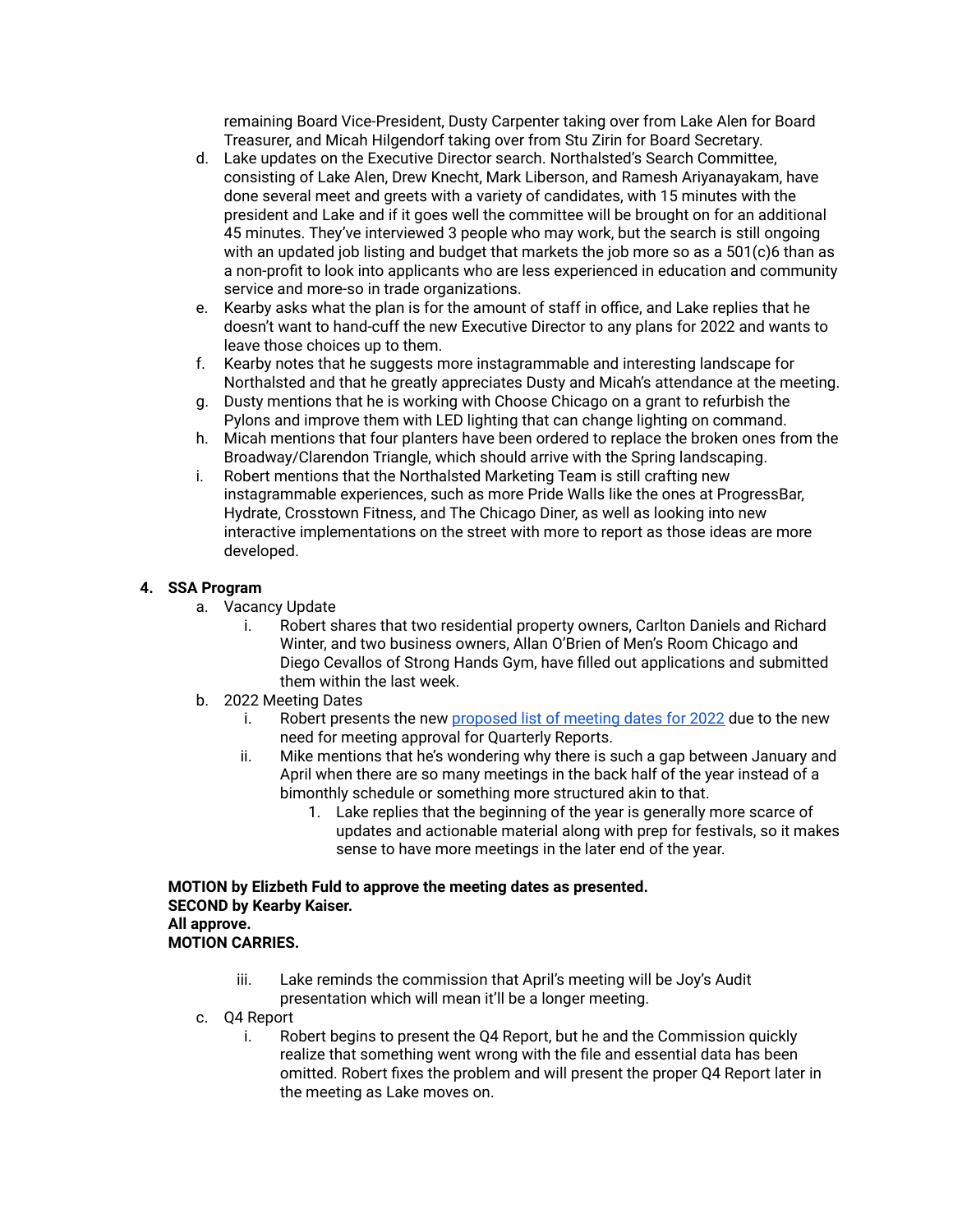remaining Board Vice-President, Dusty Carpenter taking over from Lake Alen for Board Treasurer, and Micah Hilgendorf taking over from Stu Zirin for Board Secretary.

d. Lake updates on the Executive Director search. Northalsted's Search Committee, consisting of Lake Alen, Drew Knecht, Mark Liberson, and Ramesh Ariyanayakam, have done several meet and greets with a variety of candidates, with 15 minutes with the president and Lake and if it goes well the committee will be brought on for an additional 45 minutes. They've interviewed 3 people who may work, but the search is still ongoing with an updated job listing and budget that markets the job more so as a 501(c)6 than as a non-profit to look into applicants who are less experienced in education and community service and more-so in trade organizations.

e. Kearby asks what the plan is for the amount of staff in office, and Lake replies that he doesn't want to hand-cuff the new Executive Director to any plans for 2022 and wants to leave those choices up to them.

f. Kearby notes that he suggests more instagrammable and interesting landscape for Northalsted and that he greatly appreciates Dusty and Micah's attendance at the meeting.

g. Dusty mentions that he is working with Choose Chicago on a grant to refurbish the Pylons and improve them with LED lighting that can change lighting on command.

h. Micah mentions that four planters have been ordered to replace the broken ones from the Broadway/Clarendon Triangle, which should arrive with the Spring landscaping.

i. Robert mentions that the Northalsted Marketing Team is still crafting new instagrammable experiences, such as more Pride Walls like the ones at ProgressBar, Hydrate, Crosstown Fitness, and The Chicago Diner, as well as looking into new interactive implementations on the street with more to report as those ideas are more developed.

**4. SSA Program**

a. Vacancy Update
   i. Robert shares that two residential property owners, Carlton Daniels and Richard Winter, and two business owners, Allan O'Brien of Men's Room Chicago and Diego Cevallos of Strong Hands Gym, have filled out applications and submitted them within the last week.

b. 2022 Meeting Dates
   i. Robert presents the new proposed list of meeting dates for 2022 due to the new need for meeting approval for Quarterly Reports.
   ii. Mike mentions that he's wondering why there is such a gap between January and April when there are so many meetings in the back half of the year instead of a bimonthly schedule or something more structured akin to that.
      1. Lake replies that the beginning of the year is generally more scarce of updates and actionable material along with prep for festivals, so it makes sense to have more meetings in the later end of the year.

**MOTION by Elizbeth Fuld to approve the meeting dates as presented.**
**SECOND by Kearby Kaiser.**
**All approve.**
**MOTION CARRIES.**

   iii. Lake reminds the commission that April's meeting will be Joy's Audit presentation which will mean it'll be a longer meeting.

c. Q4 Report
   i. Robert begins to present the Q4 Report, but he and the Commission quickly realize that something went wrong with the file and essential data has been omitted. Robert fixes the problem and will present the proper Q4 Report later in the meeting as Lake moves on.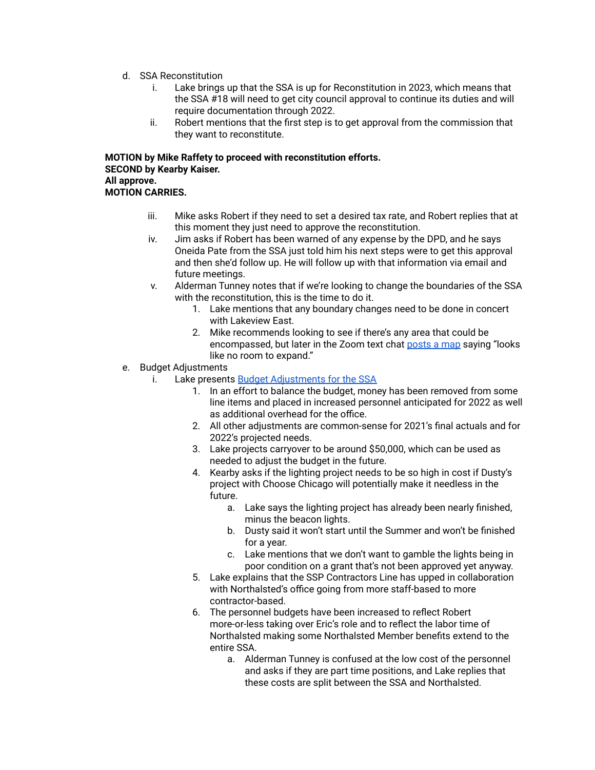d. SSA Reconstitution
   i. Lake brings up that the SSA is up for Reconstitution in 2023, which means that the SSA #18 will need to get city council approval to continue its duties and will require documentation through 2022.
   ii. Robert mentions that the first step is to get approval from the commission that they want to reconstitute.

**MOTION by Mike Raffety to proceed with reconstitution efforts.**
**SECOND by Kearby Kaiser.**
**All approve.**
**MOTION CARRIES.**

   iii. Mike asks Robert if they need to set a desired tax rate, and Robert replies that at this moment they just need to approve the reconstitution.
   iv. Jim asks if Robert has been warned of any expense by the DPD, and he says Oneida Pate from the SSA just told him his next steps were to get this approval and then she'd follow up. He will follow up with that information via email and future meetings.
   v. Alderman Tunney notes that if we're looking to change the boundaries of the SSA with the reconstitution, this is the time to do it.
      1. Lake mentions that any boundary changes need to be done in concert with Lakeview East.
      2. Mike recommends looking to see if there's any area that could be encompassed, but later in the Zoom text chat posts a map saying "looks like no room to expand."

e. Budget Adjustments
   i. Lake presents Budget Adjustments for the SSA
      1. In an effort to balance the budget, money has been removed from some line items and placed in increased personnel anticipated for 2022 as well as additional overhead for the office.
      2. All other adjustments are common-sense for 2021's final actuals and for 2022's projected needs.
      3. Lake projects carryover to be around $50,000, which can be used as needed to adjust the budget in the future.
      4. Kearby asks if the lighting project needs to be so high in cost if Dusty's project with Choose Chicago will potentially make it needless in the future.
         a. Lake says the lighting project has already been nearly finished, minus the beacon lights.
         b. Dusty said it won't start until the Summer and won't be finished for a year.
         c. Lake mentions that we don't want to gamble the lights being in poor condition on a grant that's not been approved yet anyway.
      5. Lake explains that the SSP Contractors Line has upped in collaboration with Northalsted's office going from more staff-based to more contractor-based.
      6. The personnel budgets have been increased to reflect Robert more-or-less taking over Eric's role and to reflect the labor time of Northalsted making some Northalsted Member benefits extend to the entire SSA.
         a. Alderman Tunney is confused at the low cost of the personnel and asks if they are part time positions, and Lake replies that these costs are split between the SSA and Northalsted.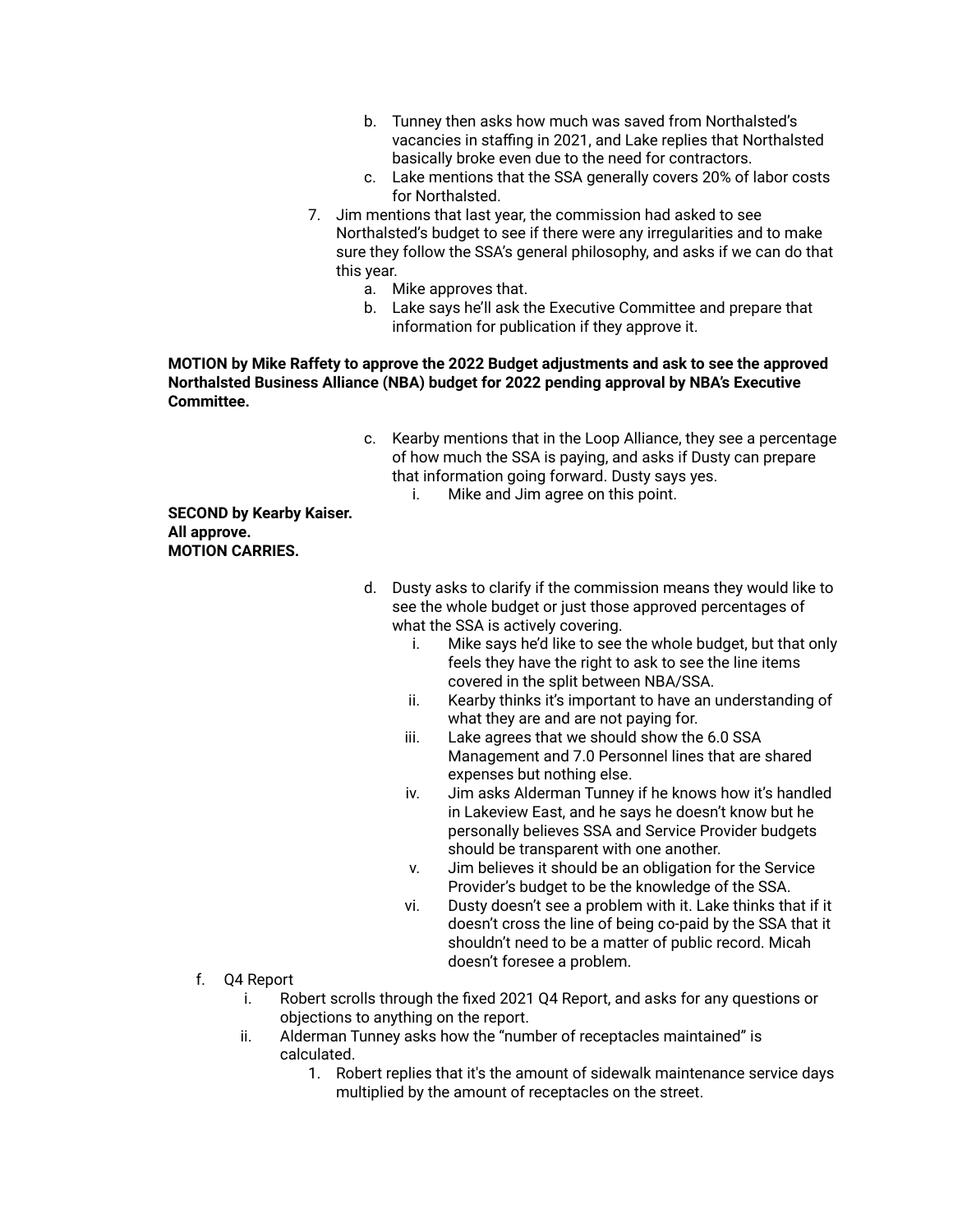b. Tunney then asks how much was saved from Northalsted's vacancies in staffing in 2021, and Lake replies that Northalsted basically broke even due to the need for contractors.

c. Lake mentions that the SSA generally covers 20% of labor costs for Northalsted.

7. Jim mentions that last year, the commission had asked to see Northalsted's budget to see if there were any irregularities and to make sure they follow the SSA's general philosophy, and asks if we can do that this year.
   a. Mike approves that.
   b. Lake says he'll ask the Executive Committee and prepare that information for publication if they approve it.

**MOTION by Mike Raffety to approve the 2022 Budget adjustments and ask to see the approved Northalsted Business Alliance (NBA) budget for 2022 pending approval by NBA's Executive Committee.**

c. Kearby mentions that in the Loop Alliance, they see a percentage of how much the SSA is paying, and asks if Dusty can prepare that information going forward. Dusty says yes.
   i. Mike and Jim agree on this point.

**SECOND by Kearby Kaiser.**
**All approve.**
**MOTION CARRIES.**

d. Dusty asks to clarify if the commission means they would like to see the whole budget or just those approved percentages of what the SSA is actively covering.
   i. Mike says he'd like to see the whole budget, but that only feels they have the right to ask to see the line items covered in the split between NBA/SSA.
   ii. Kearby thinks it's important to have an understanding of what they are and are not paying for.
   iii. Lake agrees that we should show the 6.0 SSA Management and 7.0 Personnel lines that are shared expenses but nothing else.
   iv. Jim asks Alderman Tunney if he knows how it's handled in Lakeview East, and he says he doesn't know but he personally believes SSA and Service Provider budgets should be transparent with one another.
   v. Jim believes it should be an obligation for the Service Provider's budget to be the knowledge of the SSA.
   vi. Dusty doesn't see a problem with it. Lake thinks that if it doesn't cross the line of being co-paid by the SSA that it shouldn't need to be a matter of public record. Micah doesn't foresee a problem.

f. Q4 Report
   i. Robert scrolls through the fixed 2021 Q4 Report, and asks for any questions or objections to anything on the report.
   ii. Alderman Tunney asks how the "number of receptacles maintained" is calculated.
      1. Robert replies that it's the amount of sidewalk maintenance service days multiplied by the amount of receptacles on the street.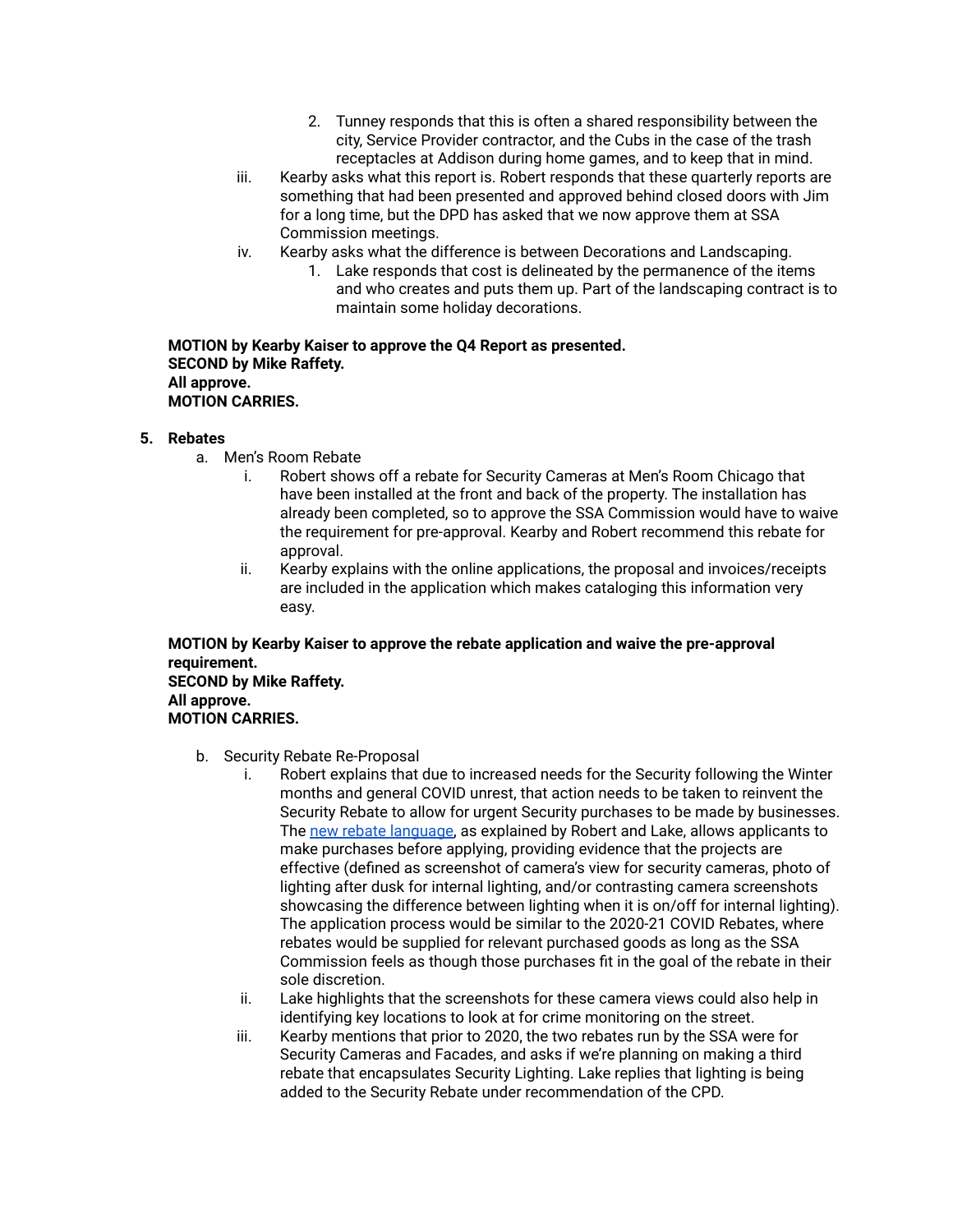2. Tunney responds that this is often a shared responsibility between the city, Service Provider contractor, and the Cubs in the case of the trash receptacles at Addison during home games, and to keep that in mind.

iii. Kearby asks what this report is. Robert responds that these quarterly reports are something that had been presented and approved behind closed doors with Jim for a long time, but the DPD has asked that we now approve them at SSA Commission meetings.

iv. Kearby asks what the difference is between Decorations and Landscaping.

1. Lake responds that cost is delineated by the permanence of the items and who creates and puts them up. Part of the landscaping contract is to maintain some holiday decorations.

**MOTION by Kearby Kaiser to approve the Q4 Report as presented.**
**SECOND by Mike Raffety.**
**All approve.**
**MOTION CARRIES.**

5. **Rebates**
   a. Men's Room Rebate
      i. Robert shows off a rebate for Security Cameras at Men's Room Chicago that have been installed at the front and back of the property. The installation has already been completed, so to approve the SSA Commission would have to waive the requirement for pre-approval. Kearby and Robert recommend this rebate for approval.
      ii. Kearby explains with the online applications, the proposal and invoices/receipts are included in the application which makes cataloging this information very easy.

**MOTION by Kearby Kaiser to approve the rebate application and waive the pre-approval requirement.**
**SECOND by Mike Raffety.**
**All approve.**
**MOTION CARRIES.**

   b. Security Rebate Re-Proposal
      i. Robert explains that due to increased needs for the Security following the Winter months and general COVID unrest, that action needs to be taken to reinvent the Security Rebate to allow for urgent Security purchases to be made by businesses. The new rebate language, as explained by Robert and Lake, allows applicants to make purchases before applying, providing evidence that the projects are effective (defined as screenshot of camera's view for security cameras, photo of lighting after dusk for internal lighting, and/or contrasting camera screenshots showcasing the difference between lighting when it is on/off for internal lighting). The application process would be similar to the 2020-21 COVID Rebates, where rebates would be supplied for relevant purchased goods as long as the SSA Commission feels as though those purchases fit in the goal of the rebate in their sole discretion.
      ii. Lake highlights that the screenshots for these camera views could also help in identifying key locations to look at for crime monitoring on the street.
      iii. Kearby mentions that prior to 2020, the two rebates run by the SSA were for Security Cameras and Facades, and asks if we're planning on making a third rebate that encapsulates Security Lighting. Lake replies that lighting is being added to the Security Rebate under recommendation of the CPD.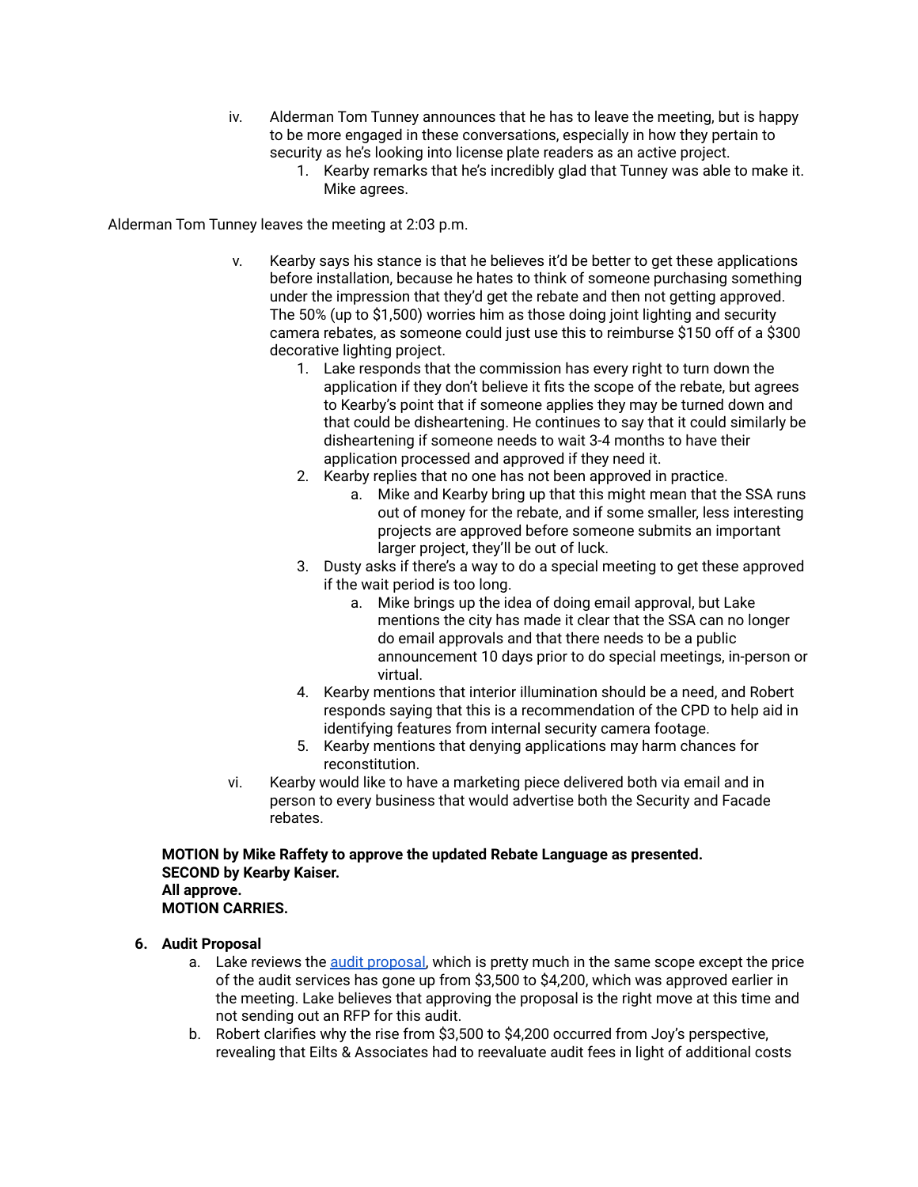iv. Alderman Tom Tunney announces that he has to leave the meeting, but is happy to be more engaged in these conversations, especially in how they pertain to security as he's looking into license plate readers as an active project.
    1. Kearby remarks that he's incredibly glad that Tunney was able to make it. Mike agrees.

Alderman Tom Tunney leaves the meeting at 2:03 p.m.

v. Kearby says his stance is that he believes it'd be better to get these applications before installation, because he hates to think of someone purchasing something under the impression that they'd get the rebate and then not getting approved. The 50% (up to $1,500) worries him as those doing joint lighting and security camera rebates, as someone could just use this to reimburse $150 off of a $300 decorative lighting project.
    1. Lake responds that the commission has every right to turn down the application if they don't believe it fits the scope of the rebate, but agrees to Kearby's point that if someone applies they may be turned down and that could be disheartening. He continues to say that it could similarly be disheartening if someone needs to wait 3-4 months to have their application processed and approved if they need it.
    2. Kearby replies that no one has not been approved in practice.
        a. Mike and Kearby bring up that this might mean that the SSA runs out of money for the rebate, and if some smaller, less interesting projects are approved before someone submits an important larger project, they'll be out of luck.
    3. Dusty asks if there's a way to do a special meeting to get these approved if the wait period is too long.
        a. Mike brings up the idea of doing email approval, but Lake mentions the city has made it clear that the SSA can no longer do email approvals and that there needs to be a public announcement 10 days prior to do special meetings, in-person or virtual.
    4. Kearby mentions that interior illumination should be a need, and Robert responds saying that this is a recommendation of the CPD to help aid in identifying features from internal security camera footage.
    5. Kearby mentions that denying applications may harm chances for reconstitution.

vi. Kearby would like to have a marketing piece delivered both via email and in person to every business that would advertise both the Security and Facade rebates.

**MOTION by Mike Raffety to approve the updated Rebate Language as presented.**
**SECOND by Kearby Kaiser.**
**All approve.**
**MOTION CARRIES.**

6. **Audit Proposal**
    a. Lake reviews the audit proposal, which is pretty much in the same scope except the price of the audit services has gone up from $3,500 to $4,200, which was approved earlier in the meeting. Lake believes that approving the proposal is the right move at this time and not sending out an RFP for this audit.
    b. Robert clarifies why the rise from $3,500 to $4,200 occurred from Joy's perspective, revealing that Eilts & Associates had to reevaluate audit fees in light of additional costs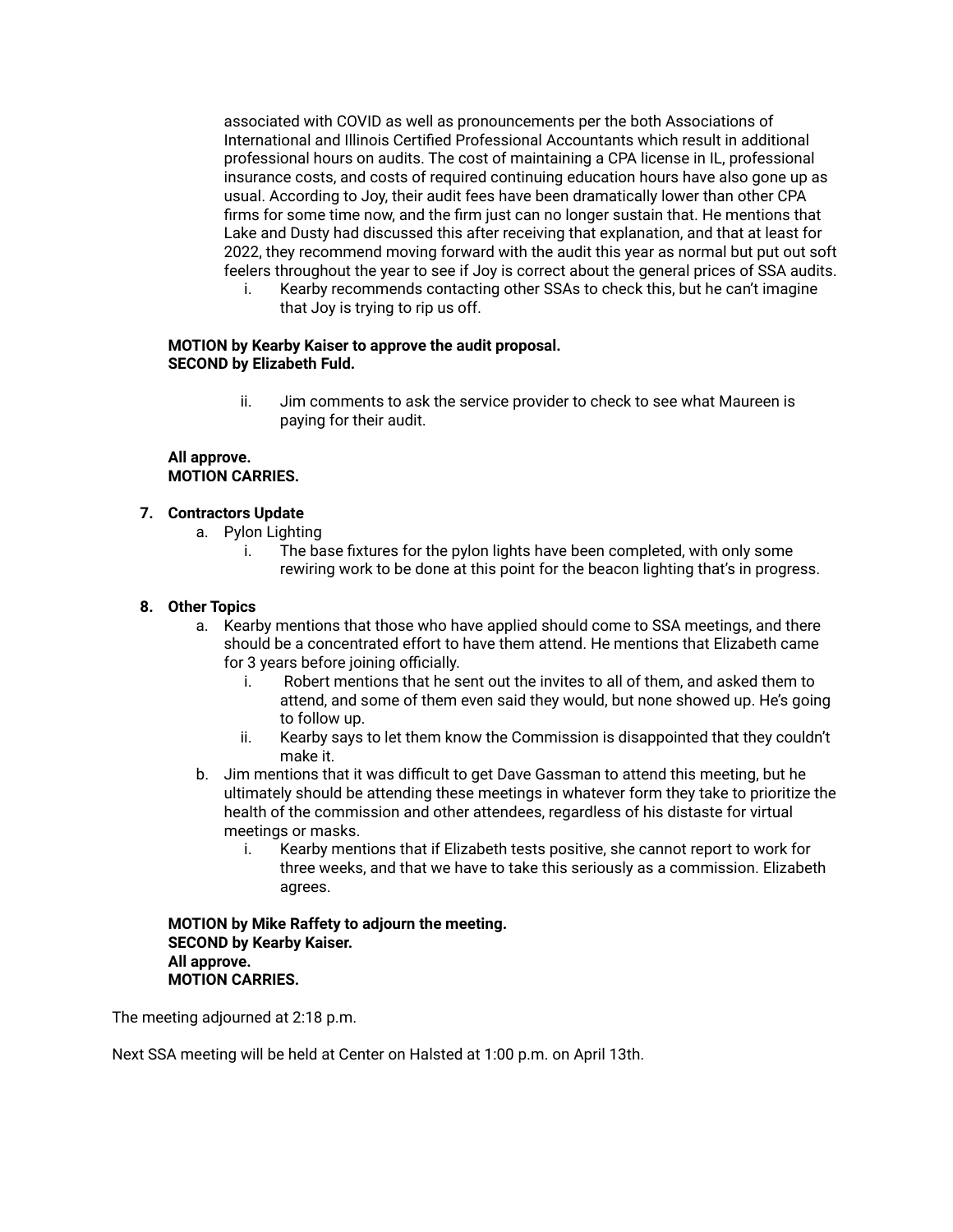associated with COVID as well as pronouncements per the both Associations of International and Illinois Certified Professional Accountants which result in additional professional hours on audits. The cost of maintaining a CPA license in IL, professional insurance costs, and costs of required continuing education hours have also gone up as usual. According to Joy, their audit fees have been dramatically lower than other CPA firms for some time now, and the firm just can no longer sustain that. He mentions that Lake and Dusty had discussed this after receiving that explanation, and that at least for 2022, they recommend moving forward with the audit this year as normal but put out soft feelers throughout the year to see if Joy is correct about the general prices of SSA audits.

i. Kearby recommends contacting other SSAs to check this, but he can't imagine that Joy is trying to rip us off.

**MOTION by Kearby Kaiser to approve the audit proposal.**
**SECOND by Elizabeth Fuld.**

ii. Jim comments to ask the service provider to check to see what Maureen is paying for their audit.

**All approve.**
**MOTION CARRIES.**

7. **Contractors Update**
   a. Pylon Lighting
      i. The base fixtures for the pylon lights have been completed, with only some rewiring work to be done at this point for the beacon lighting that's in progress.

8. **Other Topics**
   a. Kearby mentions that those who have applied should come to SSA meetings, and there should be a concentrated effort to have them attend. He mentions that Elizabeth came for 3 years before joining officially.
      i. Robert mentions that he sent out the invites to all of them, and asked them to attend, and some of them even said they would, but none showed up. He's going to follow up.
      ii. Kearby says to let them know the Commission is disappointed that they couldn't make it.
   b. Jim mentions that it was difficult to get Dave Gassman to attend this meeting, but he ultimately should be attending these meetings in whatever form they take to prioritize the health of the commission and other attendees, regardless of his distaste for virtual meetings or masks.
      i. Kearby mentions that if Elizabeth tests positive, she cannot report to work for three weeks, and that we have to take this seriously as a commission. Elizabeth agrees.

**MOTION by Mike Raffety to adjourn the meeting.**
**SECOND by Kearby Kaiser.**
**All approve.**
**MOTION CARRIES.**

The meeting adjourned at 2:18 p.m.

Next SSA meeting will be held at Center on Halsted at 1:00 p.m. on April 13th.